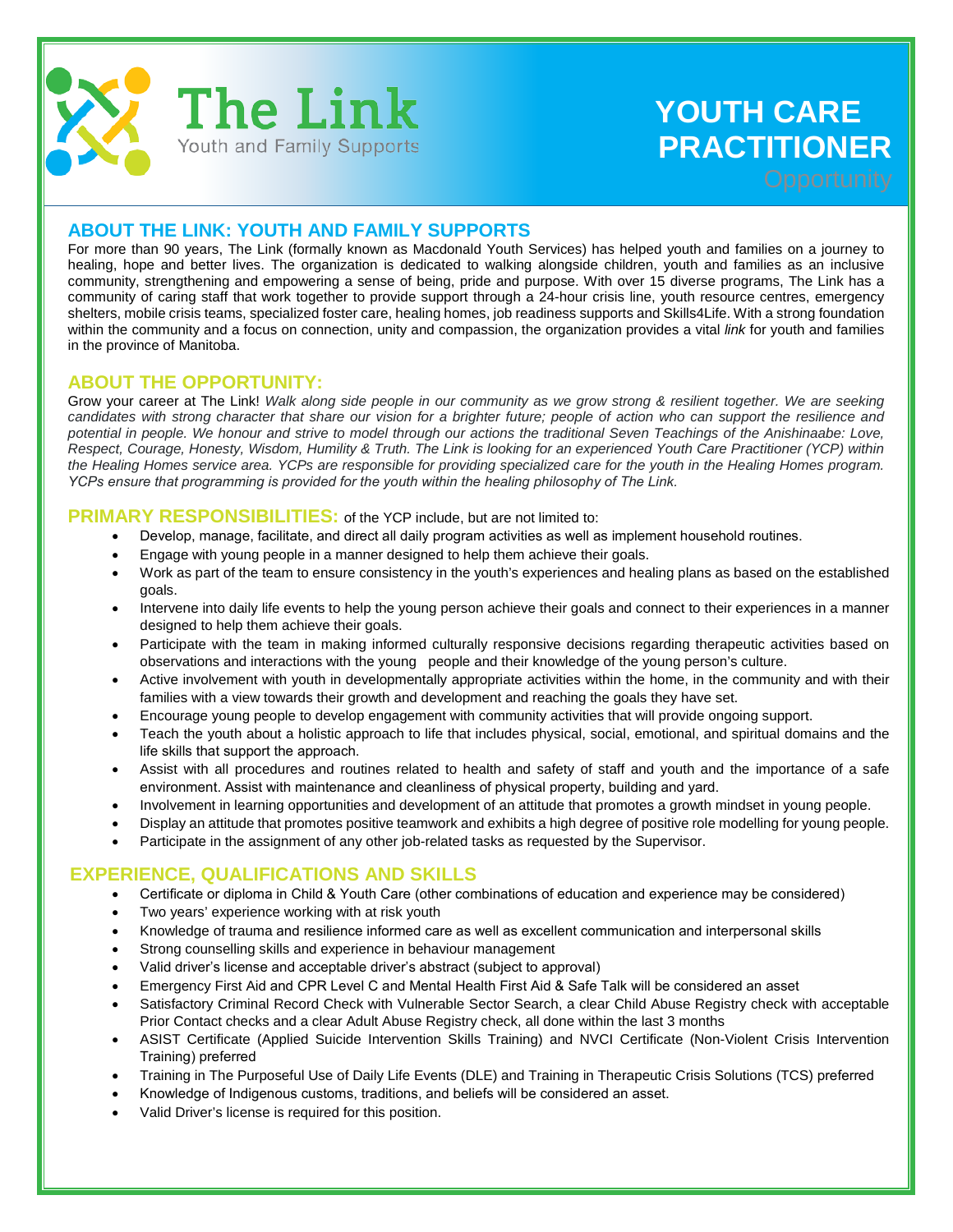The Link
Youth and Family Supports

# YOUTH CARE PRACTITIONER

Opportunity

## ABOUT THE LINK: YOUTH AND FAMILY SUPPORTS

For more than 90 years, The Link (formally known as Macdonald Youth Services) has helped youth and families on a journey to healing, hope and better lives. The organization is dedicated to walking alongside children, youth and families as an inclusive community, strengthening and empowering a sense of being, pride and purpose. With over 15 diverse programs, The Link has a community of caring staff that work together to provide support through a 24-hour crisis line, youth resource centres, emergency shelters, mobile crisis teams, specialized foster care, healing homes, job readiness supports and Skills4Life. With a strong foundation within the community and a focus on connection, unity and compassion, the organization provides a vital *link* for youth and families in the province of Manitoba.

## ABOUT THE OPPORTUNITY:

Grow your career at The Link! *Walk along side people in our community as we grow strong & resilient together. We are seeking candidates with strong character that share our vision for a brighter future; people of action who can support the resilience and potential in people. We honour and strive to model through our actions the traditional Seven Teachings of the Anishinaabe: Love, Respect, Courage, Honesty, Wisdom, Humility & Truth. The Link is looking for an experienced Youth Care Practitioner (YCP) within the Healing Homes service area. YCPs are responsible for providing specialized care for the youth in the Healing Homes program. YCPs ensure that programming is provided for the youth within the healing philosophy of The Link.*

## PRIMARY RESPONSIBILITIES: of the YCP include, but are not limited to:

- Develop, manage, facilitate, and direct all daily program activities as well as implement household routines.
- Engage with young people in a manner designed to help them achieve their goals.
- Work as part of the team to ensure consistency in the youth's experiences and healing plans as based on the established goals.
- Intervene into daily life events to help the young person achieve their goals and connect to their experiences in a manner designed to help them achieve their goals.
- Participate with the team in making informed culturally responsive decisions regarding therapeutic activities based on observations and interactions with the young people and their knowledge of the young person's culture.
- Active involvement with youth in developmentally appropriate activities within the home, in the community and with their families with a view towards their growth and development and reaching the goals they have set.
- Encourage young people to develop engagement with community activities that will provide ongoing support.
- Teach the youth about a holistic approach to life that includes physical, social, emotional, and spiritual domains and the life skills that support the approach.
- Assist with all procedures and routines related to health and safety of staff and youth and the importance of a safe environment. Assist with maintenance and cleanliness of physical property, building and yard.
- Involvement in learning opportunities and development of an attitude that promotes a growth mindset in young people.
- Display an attitude that promotes positive teamwork and exhibits a high degree of positive role modelling for young people.
- Participate in the assignment of any other job-related tasks as requested by the Supervisor.

## EXPERIENCE, QUALIFICATIONS AND SKILLS

- Certificate or diploma in Child & Youth Care (other combinations of education and experience may be considered)
- Two years' experience working with at risk youth
- Knowledge of trauma and resilience informed care as well as excellent communication and interpersonal skills
- Strong counselling skills and experience in behaviour management
- Valid driver's license and acceptable driver's abstract (subject to approval)
- Emergency First Aid and CPR Level C and Mental Health First Aid & Safe Talk will be considered an asset
- Satisfactory Criminal Record Check with Vulnerable Sector Search, a clear Child Abuse Registry check with acceptable Prior Contact checks and a clear Adult Abuse Registry check, all done within the last 3 months
- ASIST Certificate (Applied Suicide Intervention Skills Training) and NVCI Certificate (Non-Violent Crisis Intervention Training) preferred
- Training in The Purposeful Use of Daily Life Events (DLE) and Training in Therapeutic Crisis Solutions (TCS) preferred
- Knowledge of Indigenous customs, traditions, and beliefs will be considered an asset.
- Valid Driver's license is required for this position.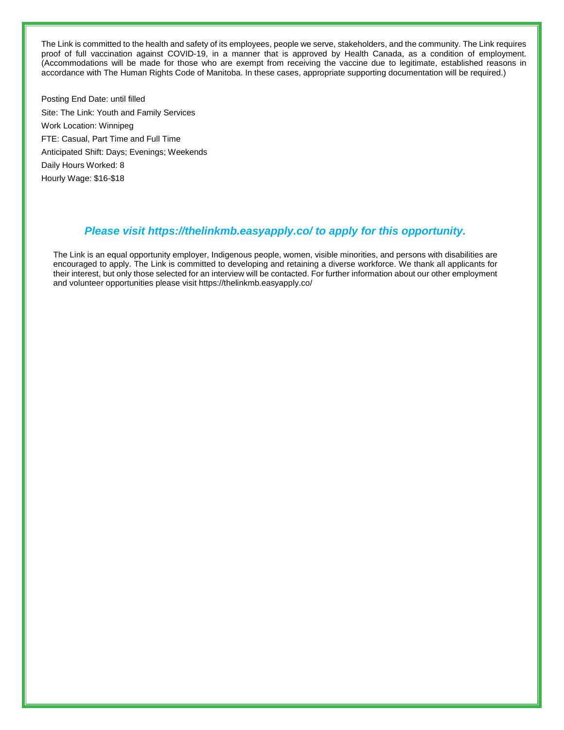The Link is committed to the health and safety of its employees, people we serve, stakeholders, and the community. The Link requires proof of full vaccination against COVID-19, in a manner that is approved by Health Canada, as a condition of employment. (Accommodations will be made for those who are exempt from receiving the vaccine due to legitimate, established reasons in accordance with The Human Rights Code of Manitoba. In these cases, appropriate supporting documentation will be required.)

Posting End Date: until filled
Site: The Link: Youth and Family Services
Work Location: Winnipeg
FTE: Casual, Part Time and Full Time
Anticipated Shift: Days; Evenings; Weekends
Daily Hours Worked: 8
Hourly Wage: $16-$18

***Please visit https://thelinkmb.easyapply.co/ to apply for this opportunity.***

The Link is an equal opportunity employer, Indigenous people, women, visible minorities, and persons with disabilities are encouraged to apply. The Link is committed to developing and retaining a diverse workforce. We thank all applicants for their interest, but only those selected for an interview will be contacted. For further information about our other employment and volunteer opportunities please visit https://thelinkmb.easyapply.co/